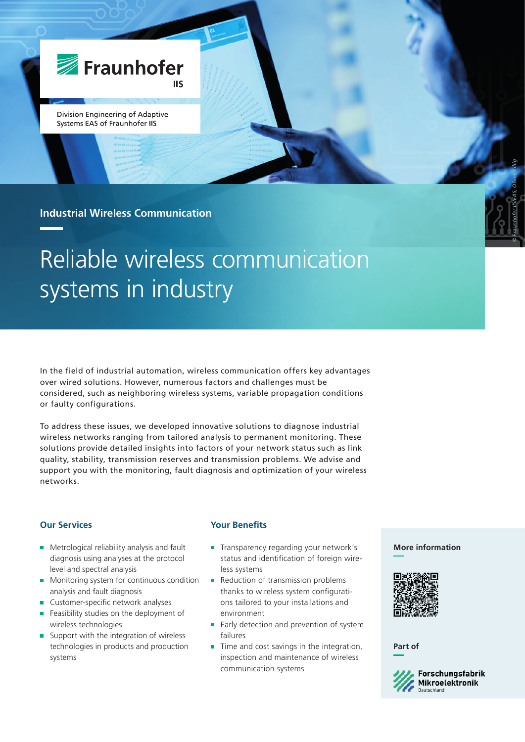Fraunhofer IIS

Division Engineering of Adaptive Systems EAS of Fraunhofer IIS

© Fraunhofer IIS/EAS, Oliver Killig

**Industrial Wireless Communication**

# Reliable wireless communication systems in industry

In the field of industrial automation, wireless communication offers key advantages over wired solutions. However, numerous factors and challenges must be considered, such as neighboring wireless systems, variable propagation conditions or faulty configurations.

To address these issues, we developed innovative solutions to diagnose industrial wireless networks ranging from tailored analysis to permanent monitoring. These solutions provide detailed insights into factors of your network status such as link quality, stability, transmission reserves and transmission problems. We advise and support you with the monitoring, fault diagnosis and optimization of your wireless networks.

## Our Services

- Metrological reliability analysis and fault diagnosis using analyses at the protocol level and spectral analysis
- Monitoring system for continuous condition analysis and fault diagnosis
- Customer-specific network analyses
- Feasibility studies on the deployment of wireless technologies
- Support with the integration of wireless technologies in products and production systems

## Your Benefits

- Transparency regarding your network's status and identification of foreign wireless systems
- Reduction of transmission problems thanks to wireless system configurations tailored to your installations and environment
- Early detection and prevention of system failures
- Time and cost savings in the integration, inspection and maintenance of wireless communication systems

**More information**

**Part of**

Forschungsfabrik Mikroelektronik Deutschland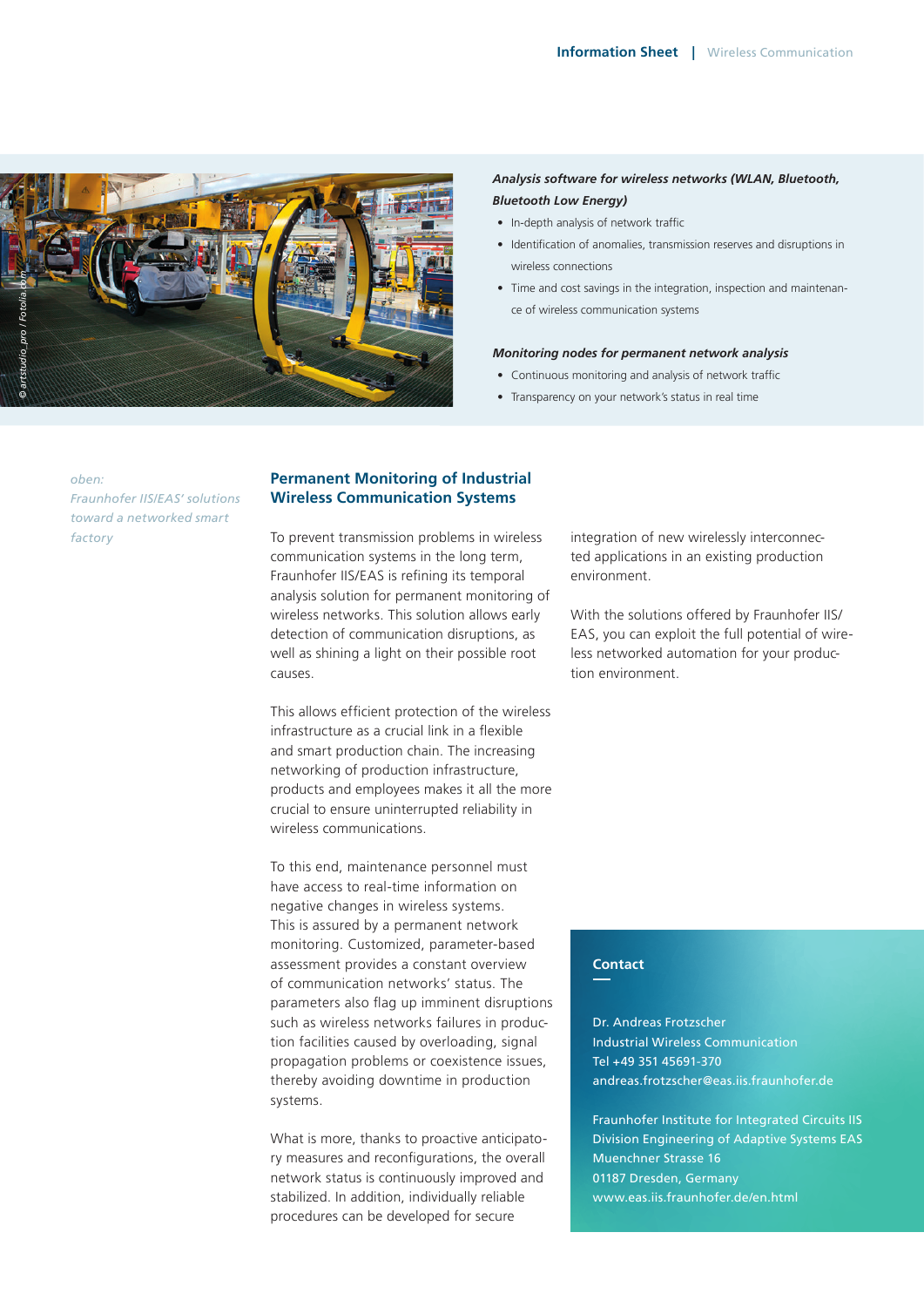***Analysis software for wireless networks (WLAN, Bluetooth, Bluetooth Low Energy)***

- In-depth analysis of network traffic
- Identification of anomalies, transmission reserves and disruptions in wireless connections
- Time and cost savings in the integration, inspection and maintenance of wireless communication systems

***Monitoring nodes for permanent network analysis***

- Continuous monitoring and analysis of network traffic
- Transparency on your network's status in real time

© artstudio_pro / Fotolia.com

*oben:*
*Fraunhofer IIS/EAS' solutions toward a networked smart factory*

## Permanent Monitoring of Industrial Wireless Communication Systems

To prevent transmission problems in wireless communication systems in the long term, Fraunhofer IIS/EAS is refining its temporal analysis solution for permanent monitoring of wireless networks. This solution allows early detection of communication disruptions, as well as shining a light on their possible root causes.

This allows efficient protection of the wireless infrastructure as a crucial link in a flexible and smart production chain. The increasing networking of production infrastructure, products and employees makes it all the more crucial to ensure uninterrupted reliability in wireless communications.

To this end, maintenance personnel must have access to real-time information on negative changes in wireless systems. This is assured by a permanent network monitoring. Customized, parameter-based assessment provides a constant overview of communication networks' status. The parameters also flag up imminent disruptions such as wireless networks failures in production facilities caused by overloading, signal propagation problems or coexistence issues, thereby avoiding downtime in production systems.

What is more, thanks to proactive anticipatory measures and reconfigurations, the overall network status is continuously improved and stabilized. In addition, individually reliable procedures can be developed for secure integration of new wirelessly interconnected applications in an existing production environment.

With the solutions offered by Fraunhofer IIS/EAS, you can exploit the full potential of wireless networked automation for your production environment.

### Contact

Dr. Andreas Frotzscher
Industrial Wireless Communication
Tel +49 351 45691-370
andreas.frotzscher@eas.iis.fraunhofer.de

Fraunhofer Institute for Integrated Circuits IIS
Division Engineering of Adaptive Systems EAS
Muenchner Strasse 16
01187 Dresden, Germany
www.eas.iis.fraunhofer.de/en.html